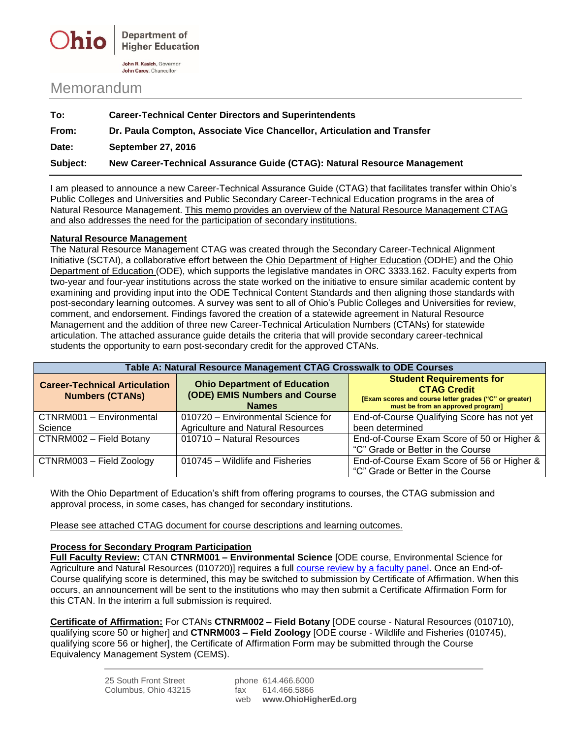Ohio Department of Higher Education

John R. Kasich, Governor
John Carey, Chancellor

# Memorandum

**To:** **Career-Technical Center Directors and Superintendents**

**From:** **Dr. Paula Compton, Associate Vice Chancellor, Articulation and Transfer**

**Date:** **September 27, 2016**

**Subject:** **New Career-Technical Assurance Guide (CTAG): Natural Resource Management**

I am pleased to announce a new Career-Technical Assurance Guide (CTAG) that facilitates transfer within Ohio's Public Colleges and Universities and Public Secondary Career-Technical Education programs in the area of Natural Resource Management. This memo provides an overview of the Natural Resource Management CTAG and also addresses the need for the participation of secondary institutions.

## Natural Resource Management

The Natural Resource Management CTAG was created through the Secondary Career-Technical Alignment Initiative (SCTAI), a collaborative effort between the Ohio Department of Higher Education (ODHE) and the Ohio Department of Education (ODE), which supports the legislative mandates in ORC 3333.162. Faculty experts from two-year and four-year institutions across the state worked on the initiative to ensure similar academic content by examining and providing input into the ODE Technical Content Standards and then aligning those standards with post-secondary learning outcomes. A survey was sent to all of Ohio's Public Colleges and Universities for review, comment, and endorsement. Findings favored the creation of a statewide agreement in Natural Resource Management and the addition of three new Career-Technical Articulation Numbers (CTANs) for statewide articulation. The attached assurance guide details the criteria that will provide secondary career-technical students the opportunity to earn post-secondary credit for the approved CTANs.

**Table A: Natural Resource Management CTAG Crosswalk to ODE Courses**

| Career-Technical Articulation Numbers (CTANs) | Ohio Department of Education (ODE) EMIS Numbers and Course Names | Student Requirements for CTAG Credit [Exam scores and course letter grades ("C" or greater) must be from an approved program] |
|---|---|---|
| CTNRM001 – Environmental Science | 010720 – Environmental Science for Agriculture and Natural Resources | End-of-Course Qualifying Score has not yet been determined |
| CTNRM002 – Field Botany | 010710 – Natural Resources | End-of-Course Exam Score of 50 or Higher & "C" Grade or Better in the Course |
| CTNRM003 – Field Zoology | 010745 – Wildlife and Fisheries | End-of-Course Exam Score of 56 or Higher & "C" Grade or Better in the Course |

With the Ohio Department of Education's shift from offering programs to courses, the CTAG submission and approval process, in some cases, has changed for secondary institutions.

Please see attached CTAG document for course descriptions and learning outcomes.

## Process for Secondary Program Participation

**Full Faculty Review:** CTAN **CTNRM001 – Environmental Science** [ODE course, Environmental Science for Agriculture and Natural Resources (010720)] requires a full course review by a faculty panel. Once an End-of-Course qualifying score is determined, this may be switched to submission by Certificate of Affirmation. When this occurs, an announcement will be sent to the institutions who may then submit a Certificate Affirmation Form for this CTAN. In the interim a full submission is required.

**Certificate of Affirmation:** For CTANs **CTNRM002 – Field Botany** [ODE course - Natural Resources (010710), qualifying score 50 or higher] and **CTNRM003 – Field Zoology** [ODE course - Wildlife and Fisheries (010745), qualifying score 56 or higher], the Certificate of Affirmation Form may be submitted through the Course Equivalency Management System (CEMS).

25 South Front Street
Columbus, Ohio 43215

phone 614.466.6000
fax 614.466.5866
web **www.OhioHigherEd.org**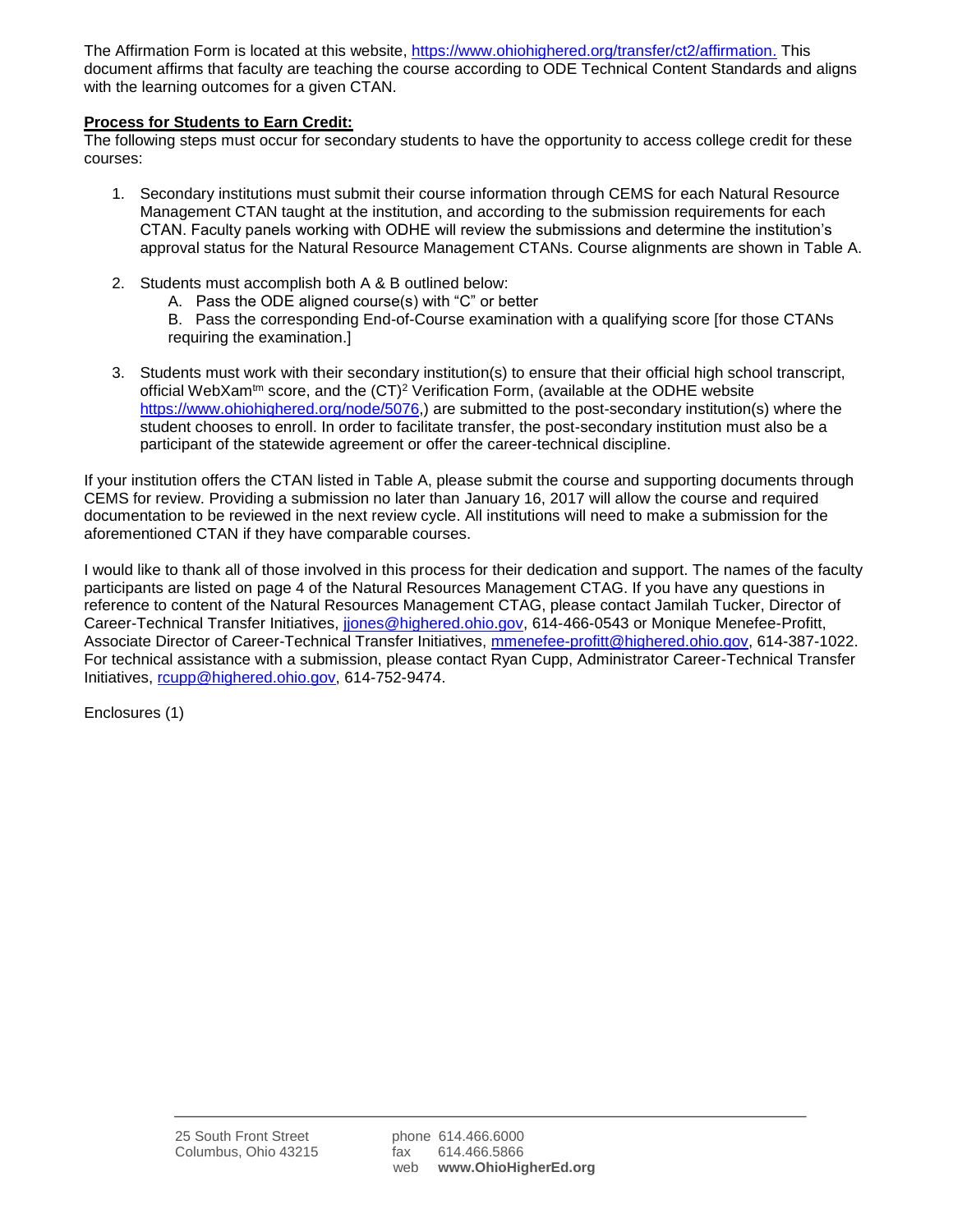The Affirmation Form is located at this website, https://www.ohiohighered.org/transfer/ct2/affirmation. This document affirms that faculty are teaching the course according to ODE Technical Content Standards and aligns with the learning outcomes for a given CTAN.

**Process for Students to Earn Credit:**

The following steps must occur for secondary students to have the opportunity to access college credit for these courses:

1. Secondary institutions must submit their course information through CEMS for each Natural Resource Management CTAN taught at the institution, and according to the submission requirements for each CTAN. Faculty panels working with ODHE will review the submissions and determine the institution's approval status for the Natural Resource Management CTANs. Course alignments are shown in Table A.

2. Students must accomplish both A & B outlined below:
   A. Pass the ODE aligned course(s) with "C" or better
   B. Pass the corresponding End-of-Course examination with a qualifying score [for those CTANs requiring the examination.]

3. Students must work with their secondary institution(s) to ensure that their official high school transcript, official WebXam™ score, and the (CT)² Verification Form, (available at the ODHE website https://www.ohiohighered.org/node/5076,) are submitted to the post-secondary institution(s) where the student chooses to enroll. In order to facilitate transfer, the post-secondary institution must also be a participant of the statewide agreement or offer the career-technical discipline.

If your institution offers the CTAN listed in Table A, please submit the course and supporting documents through CEMS for review. Providing a submission no later than January 16, 2017 will allow the course and required documentation to be reviewed in the next review cycle. All institutions will need to make a submission for the aforementioned CTAN if they have comparable courses.

I would like to thank all of those involved in this process for their dedication and support. The names of the faculty participants are listed on page 4 of the Natural Resources Management CTAG. If you have any questions in reference to content of the Natural Resources Management CTAG, please contact Jamilah Tucker, Director of Career-Technical Transfer Initiatives, jjones@highered.ohio.gov, 614-466-0543 or Monique Menefee-Profitt, Associate Director of Career-Technical Transfer Initiatives, mmenefee-profitt@highered.ohio.gov, 614-387-1022. For technical assistance with a submission, please contact Ryan Cupp, Administrator Career-Technical Transfer Initiatives, rcupp@highered.ohio.gov, 614-752-9474.

Enclosures (1)